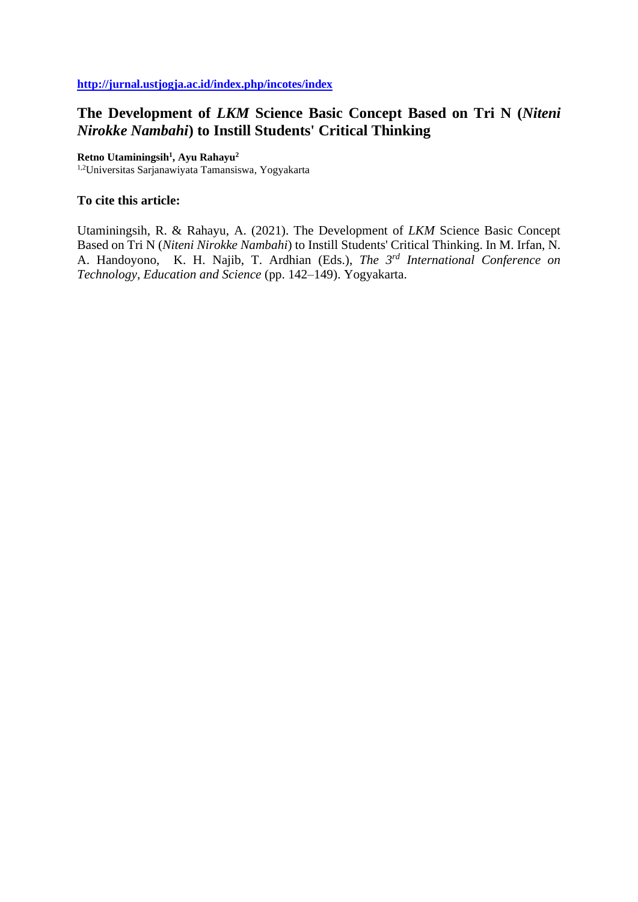[http://jurnal.ustjogja.ac.id/index.php/incotes/index](http://jurnal.ustjogja.ac.id/index.php/incotes/index)

# The Development of *LKM* Science Basic Concept Based on Tri N (*Niteni Nirokke Nambahi*) to Instill Students' Critical Thinking

**Retno Utaminingsih[1], Ayu Rahayu[2]**

[1,2]Universitas Sarjanawiyata Tamansiswa, Yogyakarta

**To cite this article:**

Utaminingsih, R. & Rahayu, A. (2021). The Development of *LKM* Science Basic Concept Based on Tri N (*Niteni Nirokke Nambahi*) to Instill Students' Critical Thinking. In M. Irfan, N. A. Handoyono, K. H. Najib, T. Ardhian (Eds.), *The 3rd International Conference on Technology, Education and Science* (pp. 142–149). Yogyakarta.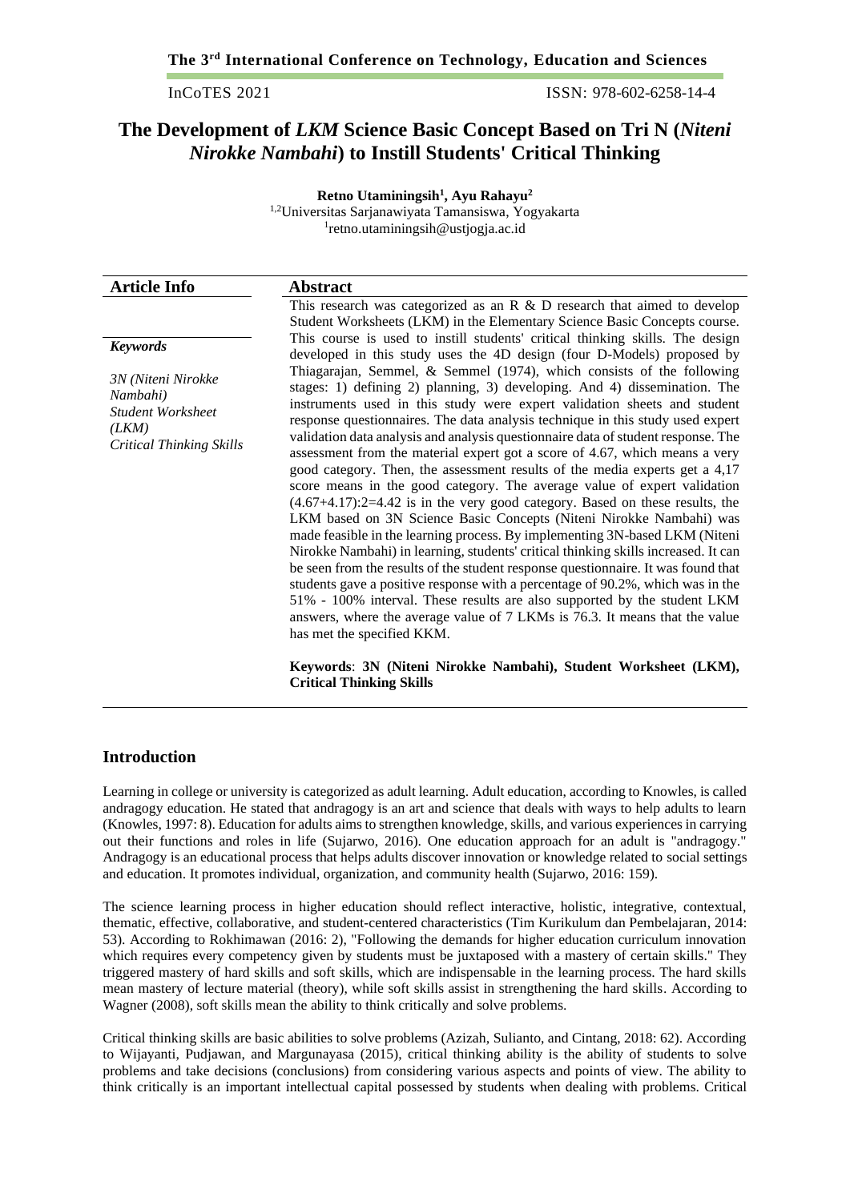# The Development of *LKM* Science Basic Concept Based on Tri N (*Niteni Nirokke Nambahi*) to Instill Students' Critical Thinking

**Retno Utaminingsih[1], Ayu Rahayu[2]**
[1,2]Universitas Sarjanawiyata Tamansiswa, Yogyakarta
[1]retno.utaminingsih@ustjogja.ac.id

## Article Info

***Keywords***

*3N (Niteni Nirokke Nambahi)*
*Student Worksheet (LKM)*
*Critical Thinking Skills*

## Abstract

This research was categorized as an R & D research that aimed to develop Student Worksheets (LKM) in the Elementary Science Basic Concepts course. This course is used to instill students' critical thinking skills. The design developed in this study uses the 4D design (four D-Models) proposed by Thiagarajan, Semmel, & Semmel (1974), which consists of the following stages: 1) defining 2) planning, 3) developing. And 4) dissemination. The instruments used in this study were expert validation sheets and student response questionnaires. The data analysis technique in this study used expert validation data analysis and analysis questionnaire data of student response. The assessment from the material expert got a score of 4.67, which means a very good category. Then, the assessment results of the media experts get a 4,17 score means in the good category. The average value of expert validation (4.67+4.17):2=4.42 is in the very good category. Based on these results, the LKM based on 3N Science Basic Concepts (Niteni Nirokke Nambahi) was made feasible in the learning process. By implementing 3N-based LKM (Niteni Nirokke Nambahi) in learning, students' critical thinking skills increased. It can be seen from the results of the student response questionnaire. It was found that students gave a positive response with a percentage of 90.2%, which was in the 51% - 100% interval. These results are also supported by the student LKM answers, where the average value of 7 LKMs is 76.3. It means that the value has met the specified KKM.

**Keywords**: **3N (Niteni Nirokke Nambahi), Student Worksheet (LKM), Critical Thinking Skills**

## Introduction

Learning in college or university is categorized as adult learning. Adult education, according to Knowles, is called andragogy education. He stated that andragogy is an art and science that deals with ways to help adults to learn (Knowles, 1997: 8). Education for adults aims to strengthen knowledge, skills, and various experiences in carrying out their functions and roles in life (Sujarwo, 2016). One education approach for an adult is "andragogy." Andragogy is an educational process that helps adults discover innovation or knowledge related to social settings and education. It promotes individual, organization, and community health (Sujarwo, 2016: 159).

The science learning process in higher education should reflect interactive, holistic, integrative, contextual, thematic, effective, collaborative, and student-centered characteristics (Tim Kurikulum dan Pembelajaran, 2014: 53). According to Rokhimawan (2016: 2), "Following the demands for higher education curriculum innovation which requires every competency given by students must be juxtaposed with a mastery of certain skills." They triggered mastery of hard skills and soft skills, which are indispensable in the learning process. The hard skills mean mastery of lecture material (theory), while soft skills assist in strengthening the hard skills. According to Wagner (2008), soft skills mean the ability to think critically and solve problems.

Critical thinking skills are basic abilities to solve problems (Azizah, Sulianto, and Cintang, 2018: 62). According to Wijayanti, Pudjawan, and Margunayasa (2015), critical thinking ability is the ability of students to solve problems and take decisions (conclusions) from considering various aspects and points of view. The ability to think critically is an important intellectual capital possessed by students when dealing with problems. Critical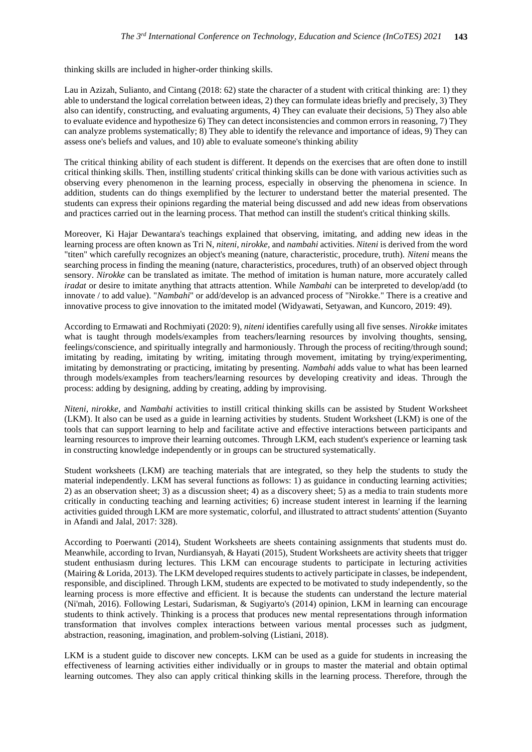thinking skills are included in higher-order thinking skills.

Lau in Azizah, Sulianto, and Cintang (2018: 62) state the character of a student with critical thinking are: 1) they able to understand the logical correlation between ideas, 2) they can formulate ideas briefly and precisely, 3) They also can identify, constructing, and evaluating arguments, 4) They can evaluate their decisions, 5) They also able to evaluate evidence and hypothesize 6) They can detect inconsistencies and common errors in reasoning, 7) They can analyze problems systematically; 8) They able to identify the relevance and importance of ideas, 9) They can assess one's beliefs and values, and 10) able to evaluate someone's thinking ability

The critical thinking ability of each student is different. It depends on the exercises that are often done to instill critical thinking skills. Then, instilling students' critical thinking skills can be done with various activities such as observing every phenomenon in the learning process, especially in observing the phenomena in science. In addition, students can do things exemplified by the lecturer to understand better the material presented. The students can express their opinions regarding the material being discussed and add new ideas from observations and practices carried out in the learning process. That method can instill the student's critical thinking skills.

Moreover, Ki Hajar Dewantara's teachings explained that observing, imitating, and adding new ideas in the learning process are often known as Tri N, *niteni*, *nirokke*, and *nambahi* activities. *Niteni* is derived from the word "titen" which carefully recognizes an object's meaning (nature, characteristic, procedure, truth). *Niteni* means the searching process in finding the meaning (nature, characteristics, procedures, truth) of an observed object through sensory. *Nirokke* can be translated as imitate. The method of imitation is human nature, more accurately called *iradat* or desire to imitate anything that attracts attention. While *Nambahi* can be interpreted to develop/add (to innovate / to add value). "*Nambahi*" or add/develop is an advanced process of "Nirokke." There is a creative and innovative process to give innovation to the imitated model (Widyawati, Setyawan, and Kuncoro, 2019: 49).

According to Ermawati and Rochmiyati (2020: 9), *niteni* identifies carefully using all five senses. *Nirokke* imitates what is taught through models/examples from teachers/learning resources by involving thoughts, sensing, feelings/conscience, and spiritually integrally and harmoniously. Through the process of reciting/through sound; imitating by reading, imitating by writing, imitating through movement, imitating by trying/experimenting, imitating by demonstrating or practicing, imitating by presenting. *Nambahi* adds value to what has been learned through models/examples from teachers/learning resources by developing creativity and ideas. Through the process: adding by designing, adding by creating, adding by improvising.

*Niteni*, *nirokke*, and *Nambahi* activities to instill critical thinking skills can be assisted by Student Worksheet (LKM). It also can be used as a guide in learning activities by students. Student Worksheet (LKM) is one of the tools that can support learning to help and facilitate active and effective interactions between participants and learning resources to improve their learning outcomes. Through LKM, each student's experience or learning task in constructing knowledge independently or in groups can be structured systematically.

Student worksheets (LKM) are teaching materials that are integrated, so they help the students to study the material independently. LKM has several functions as follows: 1) as guidance in conducting learning activities; 2) as an observation sheet; 3) as a discussion sheet; 4) as a discovery sheet; 5) as a media to train students more critically in conducting teaching and learning activities; 6) increase student interest in learning if the learning activities guided through LKM are more systematic, colorful, and illustrated to attract students' attention (Suyanto in Afandi and Jalal, 2017: 328).

According to Poerwanti (2014), Student Worksheets are sheets containing assignments that students must do. Meanwhile, according to Irvan, Nurdiansyah, & Hayati (2015), Student Worksheets are activity sheets that trigger student enthusiasm during lectures. This LKM can encourage students to participate in lecturing activities (Mairing & Lorida, 2013). The LKM developed requires students to actively participate in classes, be independent, responsible, and disciplined. Through LKM, students are expected to be motivated to study independently, so the learning process is more effective and efficient. It is because the students can understand the lecture material (Ni'mah, 2016). Following Lestari, Sudarisman, & Sugiyarto's (2014) opinion, LKM in learning can encourage students to think actively. Thinking is a process that produces new mental representations through information transformation that involves complex interactions between various mental processes such as judgment, abstraction, reasoning, imagination, and problem-solving (Listiani, 2018).

LKM is a student guide to discover new concepts. LKM can be used as a guide for students in increasing the effectiveness of learning activities either individually or in groups to master the material and obtain optimal learning outcomes. They also can apply critical thinking skills in the learning process. Therefore, through the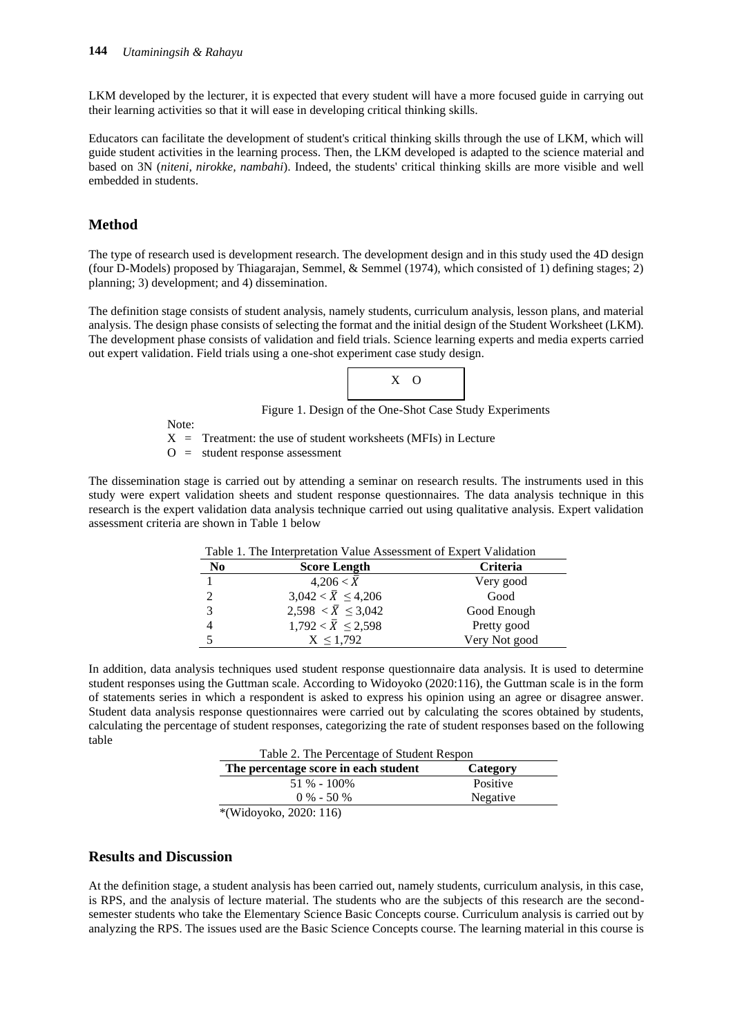LKM developed by the lecturer, it is expected that every student will have a more focused guide in carrying out their learning activities so that it will ease in developing critical thinking skills.

Educators can facilitate the development of student's critical thinking skills through the use of LKM, which will guide student activities in the learning process. Then, the LKM developed is adapted to the science material and based on 3N (*niteni, nirokke, nambahi*). Indeed, the students' critical thinking skills are more visible and well embedded in students.

## Method

The type of research used is development research. The development design and in this study used the 4D design (four D-Models) proposed by Thiagarajan, Semmel, & Semmel (1974), which consisted of 1) defining stages; 2) planning; 3) development; and 4) dissemination.

The definition stage consists of student analysis, namely students, curriculum analysis, lesson plans, and material analysis. The design phase consists of selecting the format and the initial design of the Student Worksheet (LKM). The development phase consists of validation and field trials. Science learning experts and media experts carried out expert validation. Field trials using a one-shot experiment case study design.

| X O |
|---|

Figure 1. Design of the One-Shot Case Study Experiments

Note:
X = Treatment: the use of student worksheets (MFIs) in Lecture
O = student response assessment

The dissemination stage is carried out by attending a seminar on research results. The instruments used in this study were expert validation sheets and student response questionnaires. The data analysis technique in this research is the expert validation data analysis technique carried out using qualitative analysis. Expert validation assessment criteria are shown in Table 1 below

Table 1. The Interpretation Value Assessment of Expert Validation

| No | Score Length | Criteria |
|---|---|---|
| 1 | $4{,}206 < \bar{X}$ | Very good |
| 2 | $3{,}042 < \bar{X} \leq 4{,}206$ | Good |
| 3 | $2{,}598 < \bar{X} \leq 3{,}042$ | Good Enough |
| 4 | $1{,}792 < \bar{X} \leq 2{,}598$ | Pretty good |
| 5 | $X \leq 1{,}792$ | Very Not good |

In addition, data analysis techniques used student response questionnaire data analysis. It is used to determine student responses using the Guttman scale. According to Widoyoko (2020:116), the Guttman scale is in the form of statements series in which a respondent is asked to express his opinion using an agree or disagree answer. Student data analysis response questionnaires were carried out by calculating the scores obtained by students, calculating the percentage of student responses, categorizing the rate of student responses based on the following table

Table 2. The Percentage of Student Respon

| The percentage score in each student | Category |
|---|---|
| 51 % - 100% | Positive |
| 0 % - 50 % | Negative |

*(Widoyoko, 2020: 116)

## Results and Discussion

At the definition stage, a student analysis has been carried out, namely students, curriculum analysis, in this case, is RPS, and the analysis of lecture material. The students who are the subjects of this research are the second-semester students who take the Elementary Science Basic Concepts course. Curriculum analysis is carried out by analyzing the RPS. The issues used are the Basic Science Concepts course. The learning material in this course is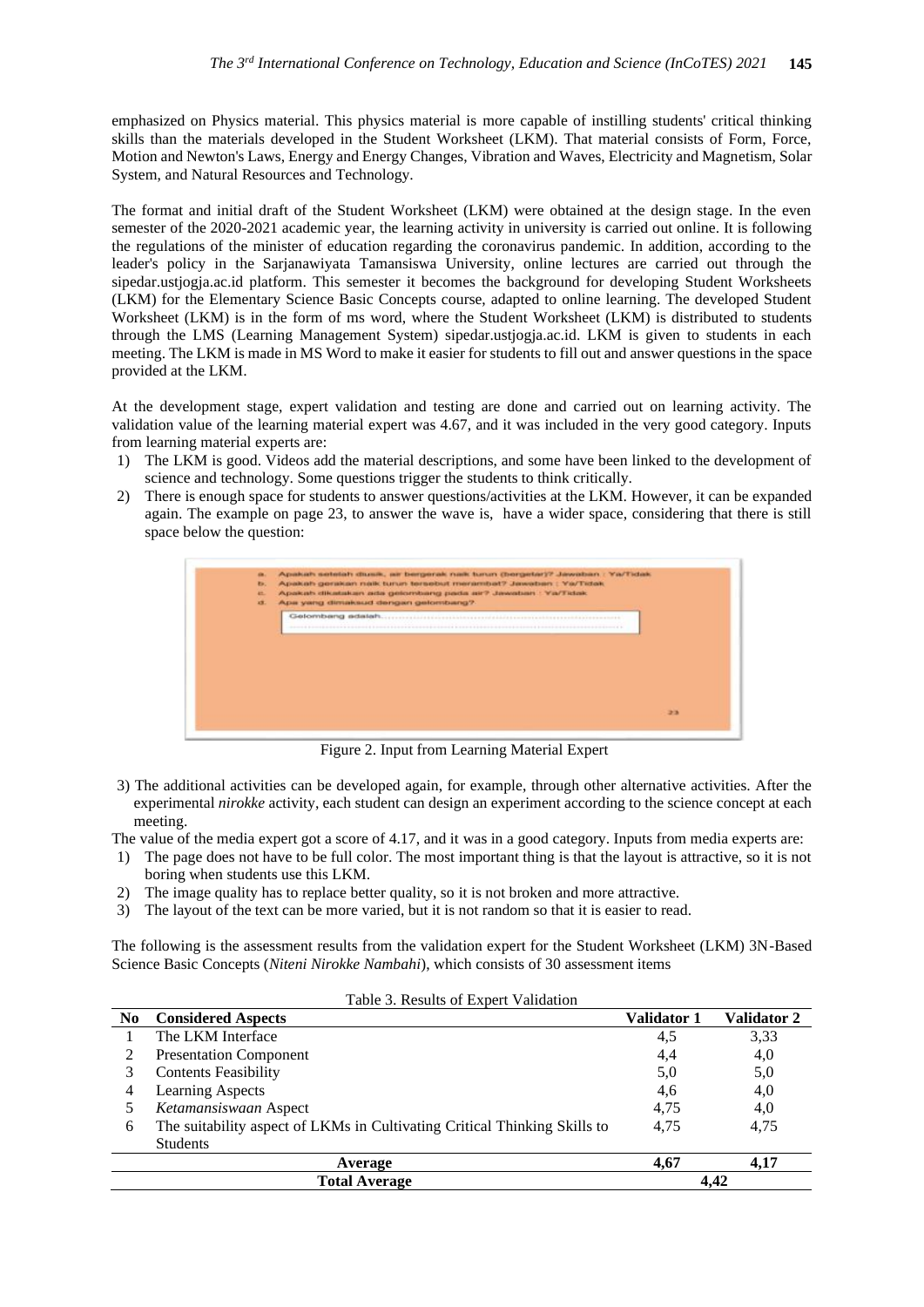emphasized on Physics material. This physics material is more capable of instilling students' critical thinking skills than the materials developed in the Student Worksheet (LKM). That material consists of Form, Force, Motion and Newton's Laws, Energy and Energy Changes, Vibration and Waves, Electricity and Magnetism, Solar System, and Natural Resources and Technology.

The format and initial draft of the Student Worksheet (LKM) were obtained at the design stage. In the even semester of the 2020-2021 academic year, the learning activity in university is carried out online. It is following the regulations of the minister of education regarding the coronavirus pandemic. In addition, according to the leader's policy in the Sarjanawiyata Tamansiswa University, online lectures are carried out through the sipedar.ustjogja.ac.id platform. This semester it becomes the background for developing Student Worksheets (LKM) for the Elementary Science Basic Concepts course, adapted to online learning. The developed Student Worksheet (LKM) is in the form of ms word, where the Student Worksheet (LKM) is distributed to students through the LMS (Learning Management System) sipedar.ustjogja.ac.id. LKM is given to students in each meeting. The LKM is made in MS Word to make it easier for students to fill out and answer questions in the space provided at the LKM.

At the development stage, expert validation and testing are done and carried out on learning activity. The validation value of the learning material expert was 4.67, and it was included in the very good category. Inputs from learning material experts are:

1) The LKM is good. Videos add the material descriptions, and some have been linked to the development of science and technology. Some questions trigger the students to think critically.
2) There is enough space for students to answer questions/activities at the LKM. However, it can be expanded again. The example on page 23, to answer the wave is, have a wider space, considering that there is still space below the question:

Figure 2. Input from Learning Material Expert

3) The additional activities can be developed again, for example, through other alternative activities. After the experimental *nirokke* activity, each student can design an experiment according to the science concept at each meeting.

The value of the media expert got a score of 4.17, and it was in a good category. Inputs from media experts are:

1) The page does not have to be full color. The most important thing is that the layout is attractive, so it is not boring when students use this LKM.
2) The image quality has to replace better quality, so it is not broken and more attractive.
3) The layout of the text can be more varied, but it is not random so that it is easier to read.

The following is the assessment results from the validation expert for the Student Worksheet (LKM) 3N-Based Science Basic Concepts (*Niteni Nirokke Nambahi*), which consists of 30 assessment items

Table 3. Results of Expert Validation

| No | Considered Aspects | Validator 1 | Validator 2 |
|---|---|---|---|
| 1 | The LKM Interface | 4,5 | 3,33 |
| 2 | Presentation Component | 4,4 | 4,0 |
| 3 | Contents Feasibility | 5,0 | 5,0 |
| 4 | Learning Aspects | 4,6 | 4,0 |
| 5 | *Ketamansiswaan* Aspect | 4,75 | 4,0 |
| 6 | The suitability aspect of LKMs in Cultivating Critical Thinking Skills to Students | 4,75 | 4,75 |
| | **Average** | **4,67** | **4,17** |
| | **Total Average** | **4,42** | |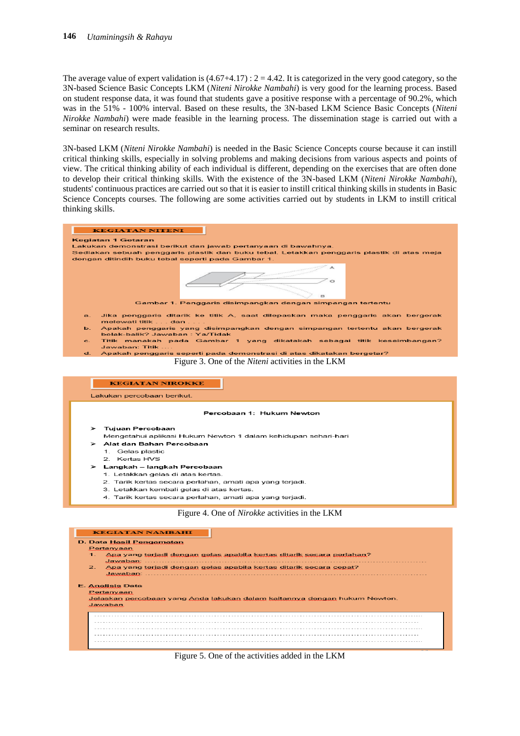The average value of expert validation is (4.67+4.17) : 2 = 4.42. It is categorized in the very good category, so the 3N-based Science Basic Concepts LKM (*Niteni Nirokke Nambahi*) is very good for the learning process. Based on student response data, it was found that students gave a positive response with a percentage of 90.2%, which was in the 51% - 100% interval. Based on these results, the 3N-based LKM Science Basic Concepts (*Niteni Nirokke Nambahi*) were made feasible in the learning process. The dissemination stage is carried out with a seminar on research results.

3N-based LKM (*Niteni Nirokke Nambahi*) is needed in the Basic Science Concepts course because it can instill critical thinking skills, especially in solving problems and making decisions from various aspects and points of view. The critical thinking ability of each individual is different, depending on the exercises that are often done to develop their critical thinking skills. With the existence of the 3N-based LKM (*Niteni Nirokke Nambahi*), students' continuous practices are carried out so that it is easier to instill critical thinking skills in students in Basic Science Concepts courses. The following are some activities carried out by students in LKM to instill critical thinking skills.

**KEGIATAN NITENI**

**Kegiatan 1 Getaran**
Lakukan demonstrasi berikut dan jawab pertanyaan di bawahnya.
Sediakan sebuah penggaris plastik dan buku tebal. Letakkan penggaris plastik di atas meja dengan ditindih buku tebal seperti pada Gambar 1.

Gambar 1. Penggaris disimpangkan dengan simpangan tertentu

a. Jika penggaris ditarik ke titik A, saat dilepaskan maka penggaris akan bergerak melewati titik . . . dan . . . .
b. Apakah penggaris yang disimpangkan dengan simpangan tertentu akan bergerak bolak-balik? Jawaban : Ya/Tidak
c. Titik manakah pada Gambar 1 yang dikatakan sebagai titik keseimbangan? Jawaban: Titik ....
d. Apakah penggaris seperti pada demonstrasi di atas dikatakan bergetar?

Figure 3. One of the *Niteni* activities in the LKM

**KEGIATAN NIROKKE**

Lakukan percobaan berikut.

**Percobaan 1: Hukum Newton**

- **Tujuan Percobaan**
  Mengetahui aplikasi Hukum Newton 1 dalam kehidupan sehari-hari
- **Alat dan Bahan Percobaan**
  1. Gelas plastic
  2. Kertas HVS
- **Langkah – langkah Percobaan**
  1. Letakkan gelas di atas kertas.
  2. Tarik kertas secara perlahan, amati apa yang terjadi.
  3. Letakkan kembali gelas di atas kertas.
  4. Tarik kertas secara perlahan, amati apa yang terjadi.

Figure 4. One of *Nirokke* activities in the LKM

**KEGIATAN NAMBAHI**

**D. Data Hasil Pengamatan**
Pertanyaan
1. Apa yang terjadi dengan gelas apabila kertas ditarik secara perlahan?
   Jawaban: ..............................................................................
2. Apa yang terjadi dengan gelas apabila kertas ditarik secara cepat?
   Jawaban: ..............................................................................

**E. Analisis Data**
Pertanyaan
Jelaskan percobaan yang Anda lakukan dalam kaitannya dengan hukum Newton.
Jawaban

..............................................................................
..............................................................................
..............................................................................
..............................................................................
..............................................................................

Figure 5. One of the activities added in the LKM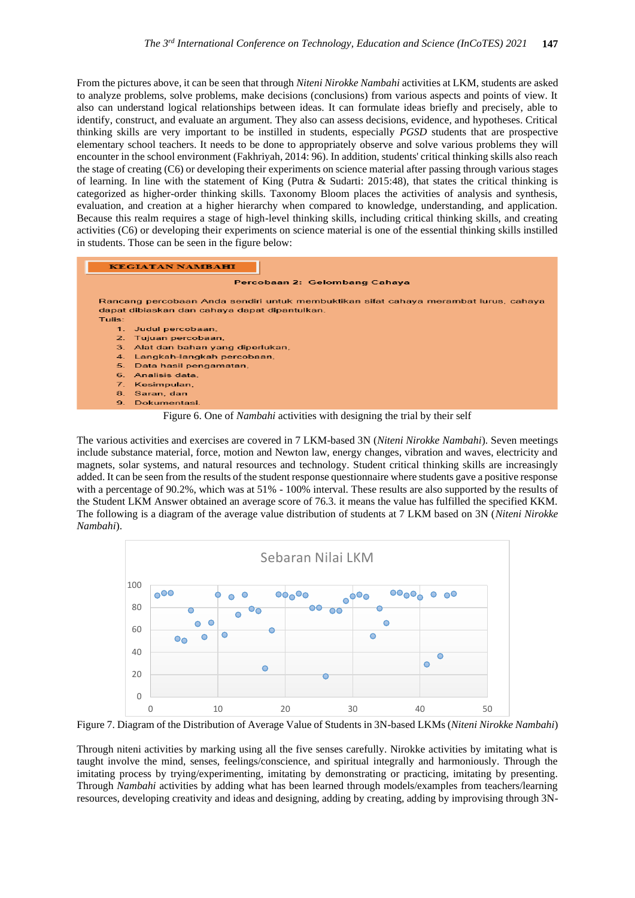From the pictures above, it can be seen that through *Niteni Nirokke Nambahi* activities at LKM, students are asked to analyze problems, solve problems, make decisions (conclusions) from various aspects and points of view. It also can understand logical relationships between ideas. It can formulate ideas briefly and precisely, able to identify, construct, and evaluate an argument. They also can assess decisions, evidence, and hypotheses. Critical thinking skills are very important to be instilled in students, especially *PGSD* students that are prospective elementary school teachers. It needs to be done to appropriately observe and solve various problems they will encounter in the school environment (Fakhriyah, 2014: 96). In addition, students' critical thinking skills also reach the stage of creating (C6) or developing their experiments on science material after passing through various stages of learning. In line with the statement of King (Putra & Sudarti: 2015:48), that states the critical thinking is categorized as higher-order thinking skills. Taxonomy Bloom places the activities of analysis and synthesis, evaluation, and creation at a higher hierarchy when compared to knowledge, understanding, and application. Because this realm requires a stage of high-level thinking skills, including critical thinking skills, and creating activities (C6) or developing their experiments on science material is one of the essential thinking skills instilled in students. Those can be seen in the figure below:

**KEGIATAN NAMBAHI**

**Percobaan 2: Gelombang Cahaya**

Rancang percobaan Anda sendiri untuk membuktikan sifat cahaya merambat lurus, cahaya dapat dibiaskan dan cahaya dapat dipantulkan.
Tulis:

1. Judul percobaan,
2. Tujuan percobaan,
3. Alat dan bahan yang diperlukan,
4. Langkah-langkah percobaan,
5. Data hasil pengamatan,
6. Analisis data,
7. Kesimpulan,
8. Saran, dan
9. Dokumentasi.

Figure 6. One of *Nambahi* activities with designing the trial by their self

The various activities and exercises are covered in 7 LKM-based 3N (*Niteni Nirokke Nambahi*). Seven meetings include substance material, force, motion and Newton law, energy changes, vibration and waves, electricity and magnets, solar systems, and natural resources and technology. Student critical thinking skills are increasingly added. It can be seen from the results of the student response questionnaire where students gave a positive response with a percentage of 90.2%, which was at 51% - 100% interval. These results are also supported by the results of the Student LKM Answer obtained an average score of 76.3. it means the value has fulfilled the specified KKM. The following is a diagram of the average value distribution of students at 7 LKM based on 3N (*Niteni Nirokke Nambahi*).

Figure 7. Diagram of the Distribution of Average Value of Students in 3N-based LKMs (*Niteni Nirokke Nambahi*)

Through niteni activities by marking using all the five senses carefully. Nirokke activities by imitating what is taught involve the mind, senses, feelings/conscience, and spiritual integrally and harmoniously. Through the imitating process by trying/experimenting, imitating by demonstrating or practicing, imitating by presenting. Through *Nambahi* activities by adding what has been learned through models/examples from teachers/learning resources, developing creativity and ideas and designing, adding by creating, adding by improvising through 3N-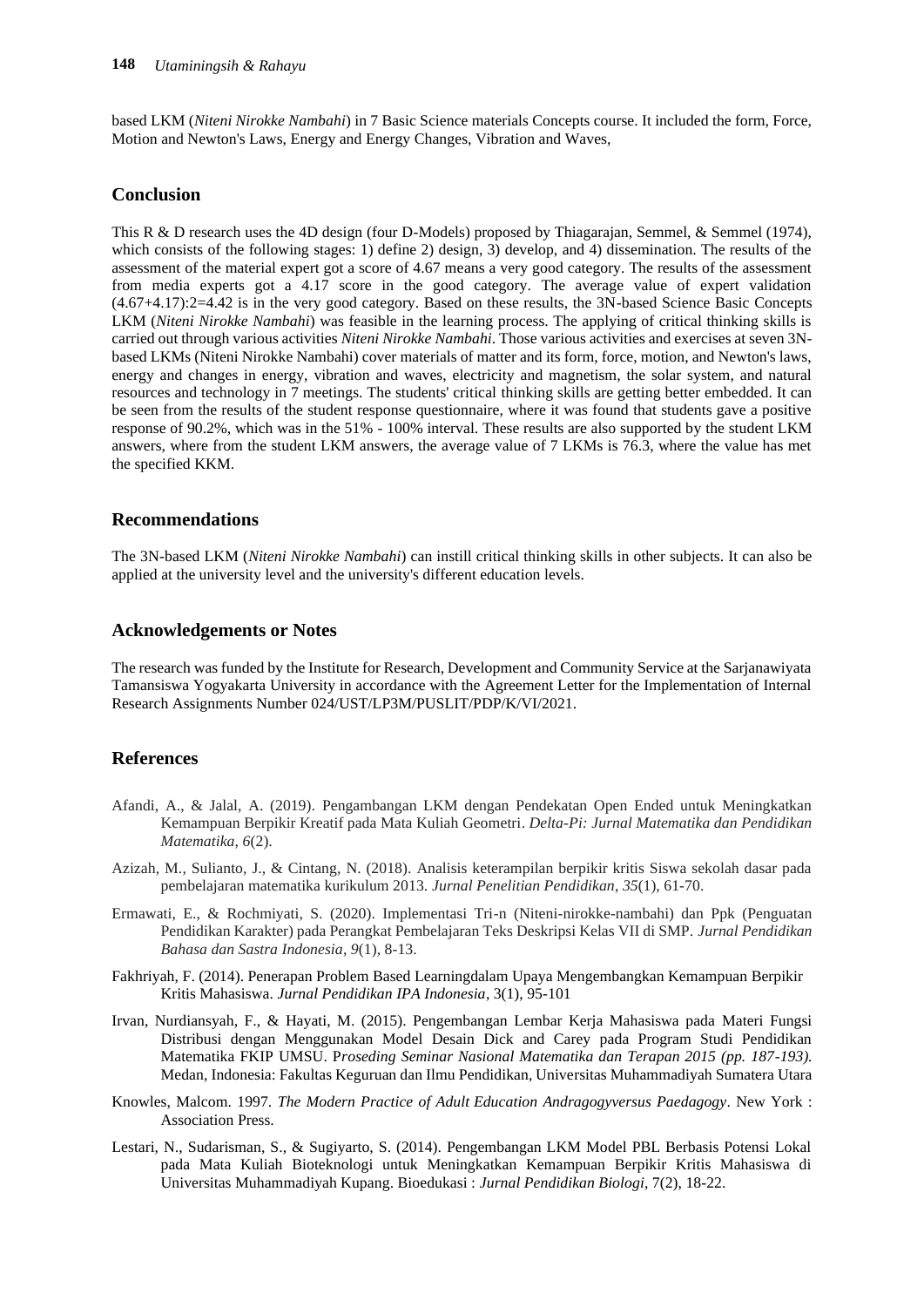based LKM (*Niteni Nirokke Nambahi*) in 7 Basic Science materials Concepts course. It included the form, Force, Motion and Newton's Laws, Energy and Energy Changes, Vibration and Waves,

## Conclusion

This R & D research uses the 4D design (four D-Models) proposed by Thiagarajan, Semmel, & Semmel (1974), which consists of the following stages: 1) define 2) design, 3) develop, and 4) dissemination. The results of the assessment of the material expert got a score of 4.67 means a very good category. The results of the assessment from media experts got a 4.17 score in the good category. The average value of expert validation (4.67+4.17):2=4.42 is in the very good category. Based on these results, the 3N-based Science Basic Concepts LKM (*Niteni Nirokke Nambahi*) was feasible in the learning process. The applying of critical thinking skills is carried out through various activities *Niteni Nirokke Nambahi*. Those various activities and exercises at seven 3N-based LKMs (Niteni Nirokke Nambahi) cover materials of matter and its form, force, motion, and Newton's laws, energy and changes in energy, vibration and waves, electricity and magnetism, the solar system, and natural resources and technology in 7 meetings. The students' critical thinking skills are getting better embedded. It can be seen from the results of the student response questionnaire, where it was found that students gave a positive response of 90.2%, which was in the 51% - 100% interval. These results are also supported by the student LKM answers, where from the student LKM answers, the average value of 7 LKMs is 76.3, where the value has met the specified KKM.

## Recommendations

The 3N-based LKM (*Niteni Nirokke Nambahi*) can instill critical thinking skills in other subjects. It can also be applied at the university level and the university's different education levels.

## Acknowledgements or Notes

The research was funded by the Institute for Research, Development and Community Service at the Sarjanawiyata Tamansiswa Yogyakarta University in accordance with the Agreement Letter for the Implementation of Internal Research Assignments Number 024/UST/LP3M/PUSLIT/PDP/K/VI/2021.

## References

Afandi, A., & Jalal, A. (2019). Pengambangan LKM dengan Pendekatan Open Ended untuk Meningkatkan Kemampuan Berpikir Kreatif pada Mata Kuliah Geometri. *Delta-Pi: Jurnal Matematika dan Pendidikan Matematika*, *6*(2).

Azizah, M., Sulianto, J., & Cintang, N. (2018). Analisis keterampilan berpikir kritis Siswa sekolah dasar pada pembelajaran matematika kurikulum 2013. *Jurnal Penelitian Pendidikan*, *35*(1), 61-70.

Ermawati, E., & Rochmiyati, S. (2020). Implementasi Tri-n (Niteni-nirokke-nambahi) dan Ppk (Penguatan Pendidikan Karakter) pada Perangkat Pembelajaran Teks Deskripsi Kelas VII di SMP. *Jurnal Pendidikan Bahasa dan Sastra Indonesia*, *9*(1), 8-13.

Fakhriyah, F. (2014). Penerapan Problem Based Learningdalam Upaya Mengembangkan Kemampuan Berpikir Kritis Mahasiswa. *Jurnal Pendidikan IPA Indonesia*, 3(1), 95-101

Irvan, Nurdiansyah, F., & Hayati, M. (2015). Pengembangan Lembar Kerja Mahasiswa pada Materi Fungsi Distribusi dengan Menggunakan Model Desain Dick and Carey pada Program Studi Pendidikan Matematika FKIP UMSU. P*roseding Seminar Nasional Matematika dan Terapan 2015 (pp. 187-193).* Medan, Indonesia: Fakultas Keguruan dan Ilmu Pendidikan, Universitas Muhammadiyah Sumatera Utara

Knowles, Malcom. 1997. *The Modern Practice of Adult Education Andragogyversus Paedagogy*. New York : Association Press.

Lestari, N., Sudarisman, S., & Sugiyarto, S. (2014). Pengembangan LKM Model PBL Berbasis Potensi Lokal pada Mata Kuliah Bioteknologi untuk Meningkatkan Kemampuan Berpikir Kritis Mahasiswa di Universitas Muhammadiyah Kupang. Bioedukasi : *Jurnal Pendidikan Biologi*, 7(2), 18-22.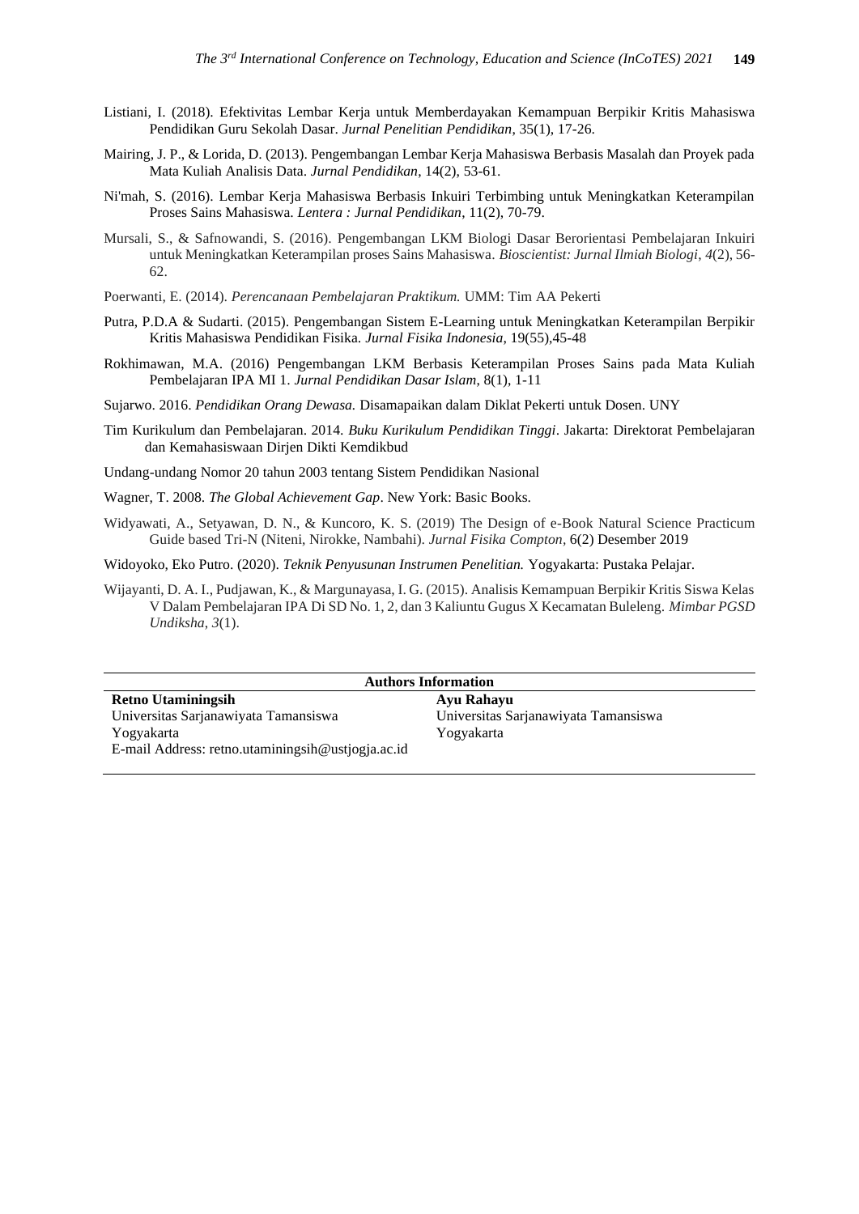Listiani, I. (2018). Efektivitas Lembar Kerja untuk Memberdayakan Kemampuan Berpikir Kritis Mahasiswa Pendidikan Guru Sekolah Dasar. *Jurnal Penelitian Pendidikan,* 35(1), 17-26.

Mairing, J. P., & Lorida, D. (2013). Pengembangan Lembar Kerja Mahasiswa Berbasis Masalah dan Proyek pada Mata Kuliah Analisis Data. *Jurnal Pendidikan*, 14(2), 53-61.

Ni'mah, S. (2016). Lembar Kerja Mahasiswa Berbasis Inkuiri Terbimbing untuk Meningkatkan Keterampilan Proses Sains Mahasiswa. *Lentera : Jurnal Pendidikan*, 11(2), 70-79.

Mursali, S., & Safnowandi, S. (2016). Pengembangan LKM Biologi Dasar Berorientasi Pembelajaran Inkuiri untuk Meningkatkan Keterampilan proses Sains Mahasiswa. *Bioscientist: Jurnal Ilmiah Biologi*, *4*(2), 56-62.

Poerwanti, E. (2014). *Perencanaan Pembelajaran Praktikum.* UMM: Tim AA Pekerti

Putra, P.D.A & Sudarti. (2015). Pengembangan Sistem E-Learning untuk Meningkatkan Keterampilan Berpikir Kritis Mahasiswa Pendidikan Fisika. *Jurnal Fisika Indonesia*, 19(55),45-48

Rokhimawan, M.A. (2016) Pengembangan LKM Berbasis Keterampilan Proses Sains pada Mata Kuliah Pembelajaran IPA MI 1. *Jurnal Pendidikan Dasar Islam*, 8(1), 1-11

Sujarwo. 2016. *Pendidikan Orang Dewasa.* Disamapaikan dalam Diklat Pekerti untuk Dosen. UNY

Tim Kurikulum dan Pembelajaran. 2014. *Buku Kurikulum Pendidikan Tinggi*. Jakarta: Direktorat Pembelajaran dan Kemahasiswaan Dirjen Dikti Kemdikbud

Undang-undang Nomor 20 tahun 2003 tentang Sistem Pendidikan Nasional

Wagner, T. 2008. *The Global Achievement Gap*. New York: Basic Books.

Widyawati, A., Setyawan, D. N., & Kuncoro, K. S. (2019) The Design of e-Book Natural Science Practicum Guide based Tri-N (Niteni, Nirokke, Nambahi). *Jurnal Fisika Compton*, 6(2) Desember 2019

Widoyoko, Eko Putro. (2020). *Teknik Penyusunan Instrumen Penelitian.* Yogyakarta: Pustaka Pelajar.

Wijayanti, D. A. I., Pudjawan, K., & Margunayasa, I. G. (2015). Analisis Kemampuan Berpikir Kritis Siswa Kelas V Dalam Pembelajaran IPA Di SD No. 1, 2, dan 3 Kaliuntu Gugus X Kecamatan Buleleng. *Mimbar PGSD Undiksha*, *3*(1).

**Authors Information**

**Retno Utaminingsih**
Universitas Sarjanawiyata Tamansiswa
Yogyakarta
E-mail Address: retno.utaminingsih@ustjogja.ac.id

**Ayu Rahayu**
Universitas Sarjanawiyata Tamansiswa
Yogyakarta